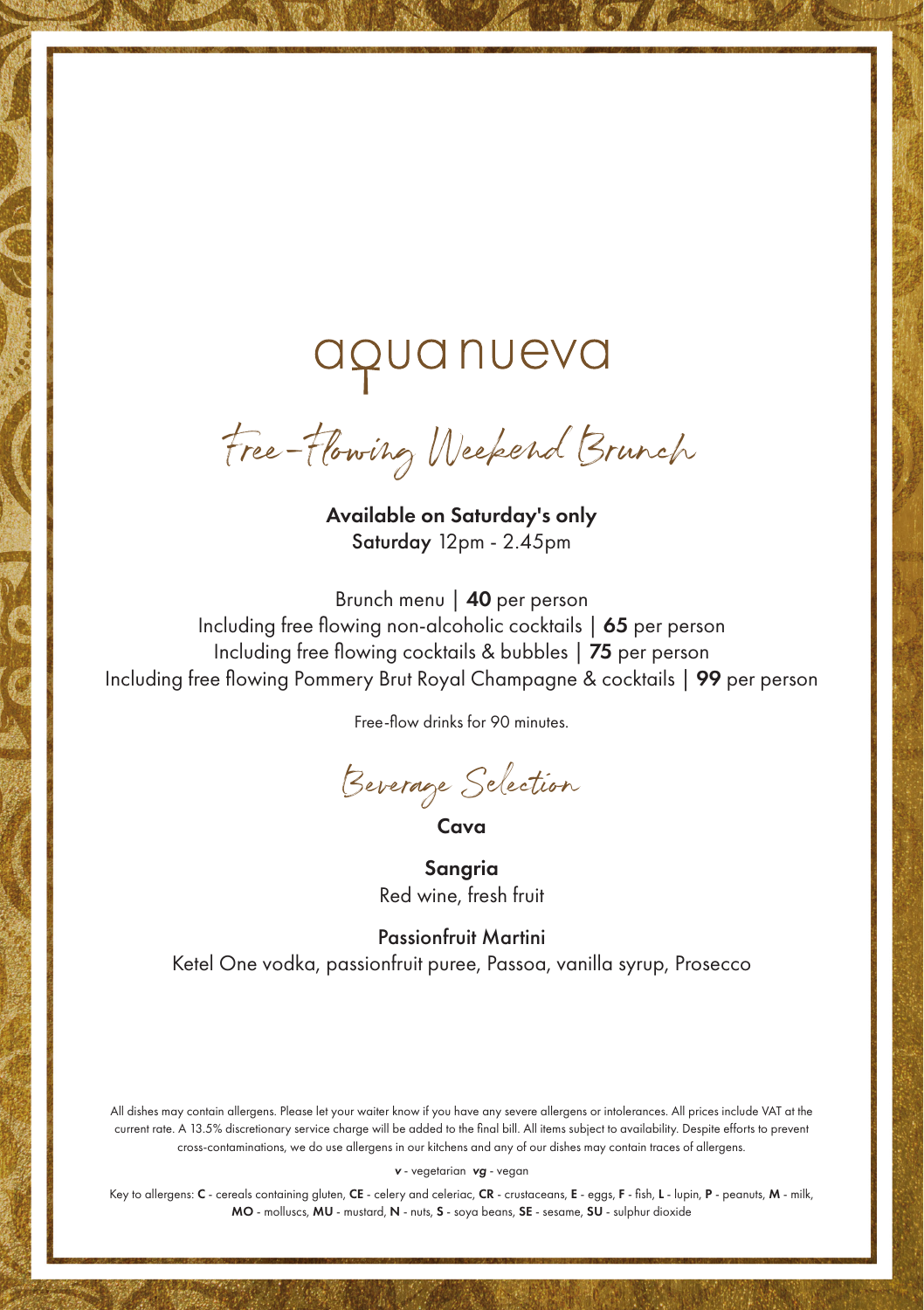# aqua nueva

## Free-Flowing Weekend Brunch

**Available on Saturday's only**
**Saturday** 12pm - 2.45pm

Brunch menu | **40** per person
Including free flowing non-alcoholic cocktails | **65** per person
Including free flowing cocktails & bubbles | **75** per person
Including free flowing Pommery Brut Royal Champagne & cocktails | **99** per person

Free-flow drinks for 90 minutes.

## Beverage Selection

**Cava**

**Sangria**
Red wine, fresh fruit

**Passionfruit Martini**
Ketel One vodka, passionfruit puree, Passoa, vanilla syrup, Prosecco

All dishes may contain allergens. Please let your waiter know if you have any severe allergens or intolerances. All prices include VAT at the current rate. A 13.5% discretionary service charge will be added to the final bill. All items subject to availability. Despite efforts to prevent cross-contaminations, we do use allergens in our kitchens and any of our dishes may contain traces of allergens.

***v*** - vegetarian ***vg*** - vegan

Key to allergens: **C** - cereals containing gluten, **CE** - celery and celeriac, **CR** - crustaceans, **E** - eggs, **F** - fish, **L** - lupin, **P** - peanuts, **M** - milk, **MO** - molluscs, **MU** - mustard, **N** - nuts, **S** - soya beans, **SE** - sesame, **SU** - sulphur dioxide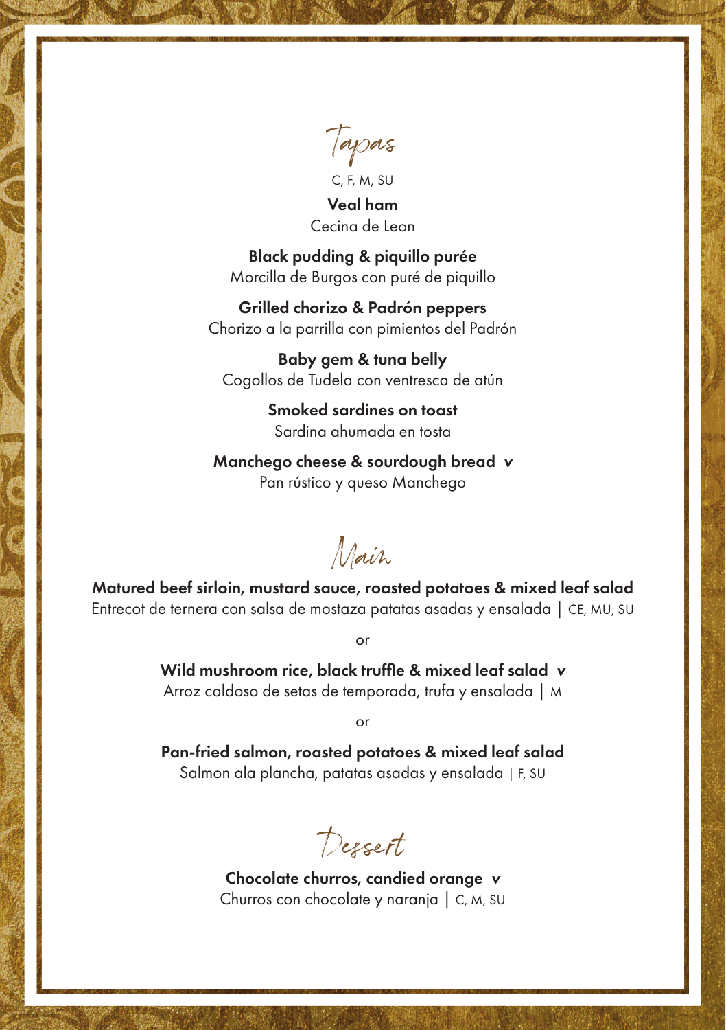## Tapas

C, F, M, SU

**Veal ham**
Cecina de Leon

**Black pudding & piquillo purée**
Morcilla de Burgos con puré de piquillo

**Grilled chorizo & Padrón peppers**
Chorizo a la parrilla con pimientos del Padrón

**Baby gem & tuna belly**
Cogollos de Tudela con ventresca de atún

**Smoked sardines on toast**
Sardina ahumada en tosta

**Manchego cheese & sourdough bread** *v*
Pan rústico y queso Manchego

## Main

**Matured beef sirloin, mustard sauce, roasted potatoes & mixed leaf salad**
Entrecot de ternera con salsa de mostaza patatas asadas y ensalada | CE, MU, SU

or

**Wild mushroom rice, black truffle & mixed leaf salad** *v*
Arroz caldoso de setas de temporada, trufa y ensalada | M

or

**Pan-fried salmon, roasted potatoes & mixed leaf salad**
Salmon ala plancha, patatas asadas y ensalada | F, SU

## Dessert

**Chocolate churros, candied orange** *v*
Churros con chocolate y naranja | C, M, SU